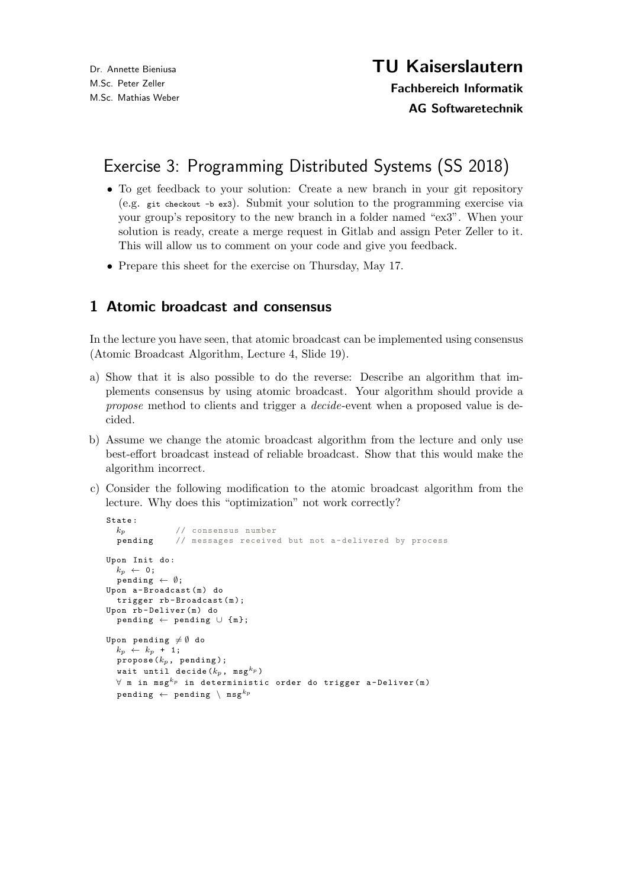Dr. Annette Bieniusa
M.Sc. Peter Zeller
M.Sc. Mathias Weber

**TU Kaiserslautern**

**Fachbereich Informatik**

**AG Softwaretechnik**

# Exercise 3: Programming Distributed Systems (SS 2018)

- To get feedback to your solution: Create a new branch in your git repository (e.g. `git checkout -b ex3`). Submit your solution to the programming exercise via your group's repository to the new branch in a folder named "ex3". When your solution is ready, create a merge request in Gitlab and assign Peter Zeller to it. This will allow us to comment on your code and give you feedback.
- Prepare this sheet for the exercise on Thursday, May 17.

## 1 Atomic broadcast and consensus

In the lecture you have seen, that atomic broadcast can be implemented using consensus (Atomic Broadcast Algorithm, Lecture 4, Slide 19).

a) Show that it is also possible to do the reverse: Describe an algorithm that implements consensus by using atomic broadcast. Your algorithm should provide a *propose* method to clients and trigger a *decide*-event when a proposed value is decided.

b) Assume we change the atomic broadcast algorithm from the lecture and only use best-effort broadcast instead of reliable broadcast. Show that this would make the algorithm incorrect.

c) Consider the following modification to the atomic broadcast algorithm from the lecture. Why does this "optimization" not work correctly?

```
State:
  k_p          // consensus number
  pending      // messages received but not a-delivered by process

Upon Init do:
  k_p ← 0;
  pending ← ∅;
Upon a-Broadcast(m) do
  trigger rb-Broadcast(m);
Upon rb-Deliver(m) do
  pending ← pending ∪ {m};

Upon pending ≠ ∅ do
  k_p ← k_p + 1;
  propose(k_p, pending);
  wait until decide(k_p, msg^{k_p})
  ∀ m in msg^{k_p} in deterministic order do trigger a-Deliver(m)
  pending ← pending \ msg^{k_p}
```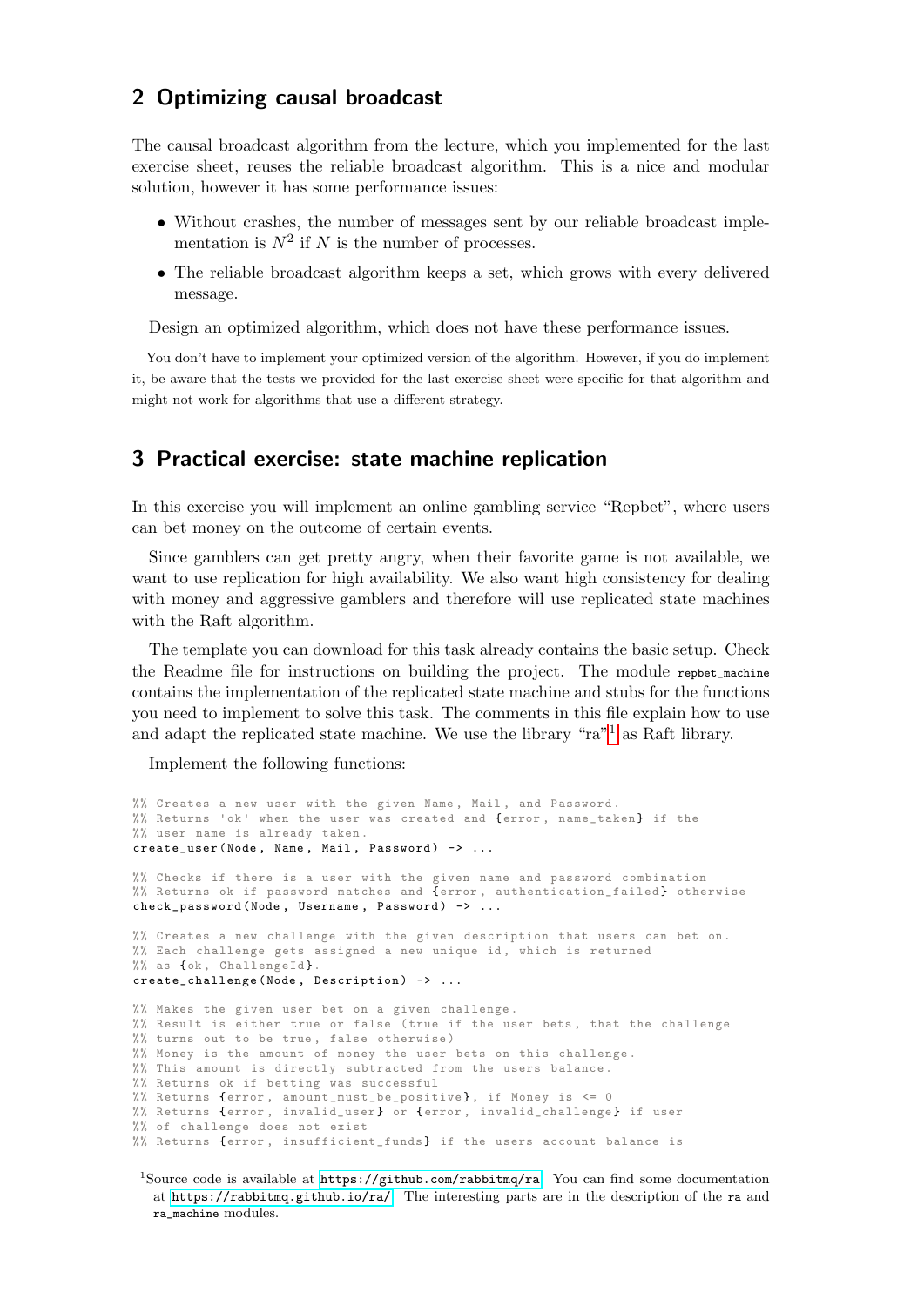## 2 Optimizing causal broadcast

The causal broadcast algorithm from the lecture, which you implemented for the last exercise sheet, reuses the reliable broadcast algorithm. This is a nice and modular solution, however it has some performance issues:

- Without crashes, the number of messages sent by our reliable broadcast implementation is $N^2$ if $N$ is the number of processes.
- The reliable broadcast algorithm keeps a set, which grows with every delivered message.

Design an optimized algorithm, which does not have these performance issues.

You don't have to implement your optimized version of the algorithm. However, if you do implement it, be aware that the tests we provided for the last exercise sheet were specific for that algorithm and might not work for algorithms that use a different strategy.

## 3 Practical exercise: state machine replication

In this exercise you will implement an online gambling service "Repbet", where users can bet money on the outcome of certain events.

Since gamblers can get pretty angry, when their favorite game is not available, we want to use replication for high availability. We also want high consistency for dealing with money and aggressive gamblers and therefore will use replicated state machines with the Raft algorithm.

The template you can download for this task already contains the basic setup. Check the Readme file for instructions on building the project. The module `repbet_machine` contains the implementation of the replicated state machine and stubs for the functions you need to implement to solve this task. The comments in this file explain how to use and adapt the replicated state machine. We use the library "ra"[1] as Raft library.

Implement the following functions:

```
%% Creates a new user with the given Name, Mail, and Password.
%% Returns 'ok' when the user was created and {error, name_taken} if the
%% user name is already taken.
create_user(Node, Name, Mail, Password) -> ...

%% Checks if there is a user with the given name and password combination
%% Returns ok if password matches and {error, authentication_failed} otherwise
check_password(Node, Username, Password) -> ...

%% Creates a new challenge with the given description that users can bet on.
%% Each challenge gets assigned a new unique id, which is returned
%% as {ok, ChallengeId}.
create_challenge(Node, Description) -> ...

%% Makes the given user bet on a given challenge.
%% Result is either true or false (true if the user bets, that the challenge
%% turns out to be true, false otherwise)
%% Money is the amount of money the user bets on this challenge.
%% This amount is directly subtracted from the users balance.
%% Returns ok if betting was successful
%% Returns {error, amount_must_be_positive}, if Money is <= 0
%% Returns {error, invalid_user} or {error, invalid_challenge} if user
%% of challenge does not exist
%% Returns {error, insufficient_funds} if the users account balance is
```

[1] Source code is available at https://github.com/rabbitmq/ra. You can find some documentation at https://rabbitmq.github.io/ra/. The interesting parts are in the description of the `ra` and `ra_machine` modules.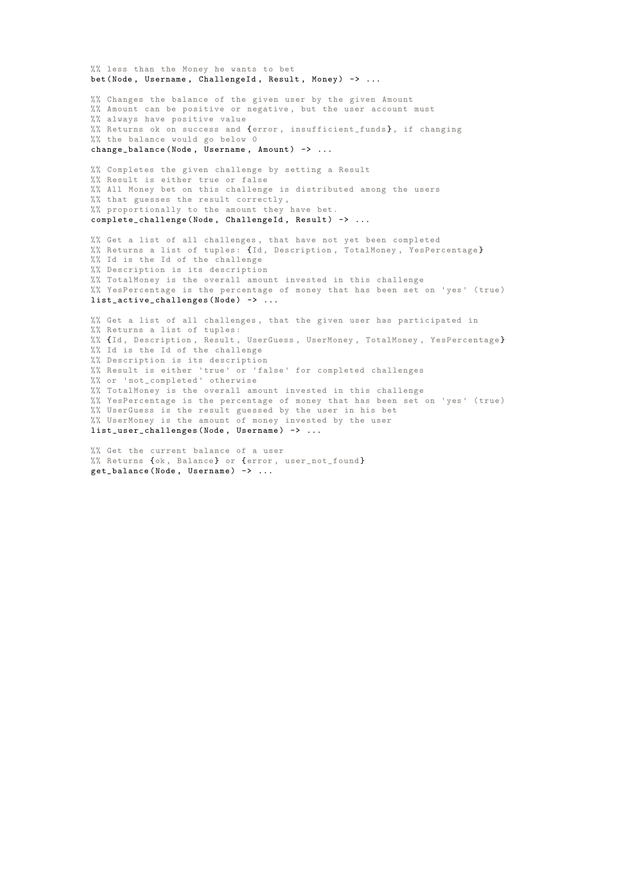```
%% less than the Money he wants to bet
bet(Node, Username, ChallengeId, Result, Money) -> ...

%% Changes the balance of the given user by the given Amount
%% Amount can be positive or negative, but the user account must
%% always have positive value
%% Returns ok on success and {error, insufficient_funds}, if changing
%% the balance would go below 0
change_balance(Node, Username, Amount) -> ...

%% Completes the given challenge by setting a Result
%% Result is either true or false
%% All Money bet on this challenge is distributed among the users
%% that guesses the result correctly,
%% proportionally to the amount they have bet.
complete_challenge(Node, ChallengeId, Result) -> ...

%% Get a list of all challenges, that have not yet been completed
%% Returns a list of tuples: {Id, Description, TotalMoney, YesPercentage}
%% Id is the Id of the challenge
%% Description is its description
%% TotalMoney is the overall amount invested in this challenge
%% YesPercentage is the percentage of money that has been set on 'yes' (true)
list_active_challenges(Node) -> ...

%% Get a list of all challenges, that the given user has participated in
%% Returns a list of tuples:
%% {Id, Description, Result, UserGuess, UserMoney, TotalMoney, YesPercentage}
%% Id is the Id of the challenge
%% Description is its description
%% Result is either 'true' or 'false' for completed challenges
%% or 'not_completed' otherwise
%% TotalMoney is the overall amount invested in this challenge
%% YesPercentage is the percentage of money that has been set on 'yes' (true)
%% UserGuess is the result guessed by the user in his bet
%% UserMoney is the amount of money invested by the user
list_user_challenges(Node, Username) -> ...

%% Get the current balance of a user
%% Returns {ok, Balance} or {error, user_not_found}
get_balance(Node, Username) -> ...
```